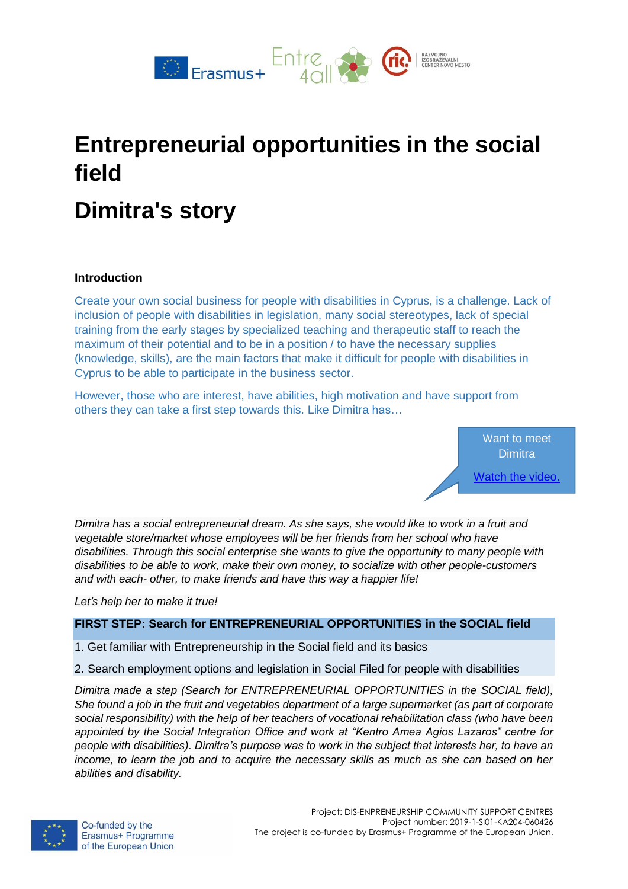# Entrepreneurial opportunities in the social field

# Dimitra's story

**Introduction**

Create your own social business for people with disabilities in Cyprus, is a challenge. Lack of inclusion of people with disabilities in legislation, many social stereotypes, lack of special training from the early stages by specialized teaching and therapeutic staff to reach the maximum of their potential and to be in a position / to have the necessary supplies (knowledge, skills), are the main factors that make it difficult for people with disabilities in Cyprus to be able to participate in the business sector.

However, those who are interest, have abilities, high motivation and have support from others they can take a first step towards this. Like Dimitra has…

Want to meet Dimitra

Watch the video.

*Dimitra has a social entrepreneurial dream. As she says, she would like to work in a fruit and vegetable store/market whose employees will be her friends from her school who have disabilities. Through this social enterprise she wants to give the opportunity to many people with disabilities to be able to work, make their own money, to socialize with other people-customers and with each- other, to make friends and have this way a happier life!*

*Let's help her to make it true!*

**FIRST STEP: Search for ENTREPRENEURIAL OPPORTUNITIES in the SOCIAL field**

1. Get familiar with Entrepreneurship in the Social field and its basics
2. Search employment options and legislation in Social Filed for people with disabilities

*Dimitra made a step (Search for ENTREPRENEURIAL OPPORTUNITIES in the SOCIAL field), She found a job in the fruit and vegetables department of a large supermarket (as part of corporate social responsibility) with the help of her teachers of vocational rehabilitation class (who have been appointed by the Social Integration Office and work at "Kentro Amea Agios Lazaros" centre for people with disabilities). Dimitra's purpose was to work in the subject that interests her, to have an income, to learn the job and to acquire the necessary skills as much as she can based on her abilities and disability.*

Project: DIS-ENPRENEURSHIP COMMUNITY SUPPORT CENTRES
Project number: 2019-1-SI01-KA204-060426
The project is co-funded by Erasmus+ Programme of the European Union.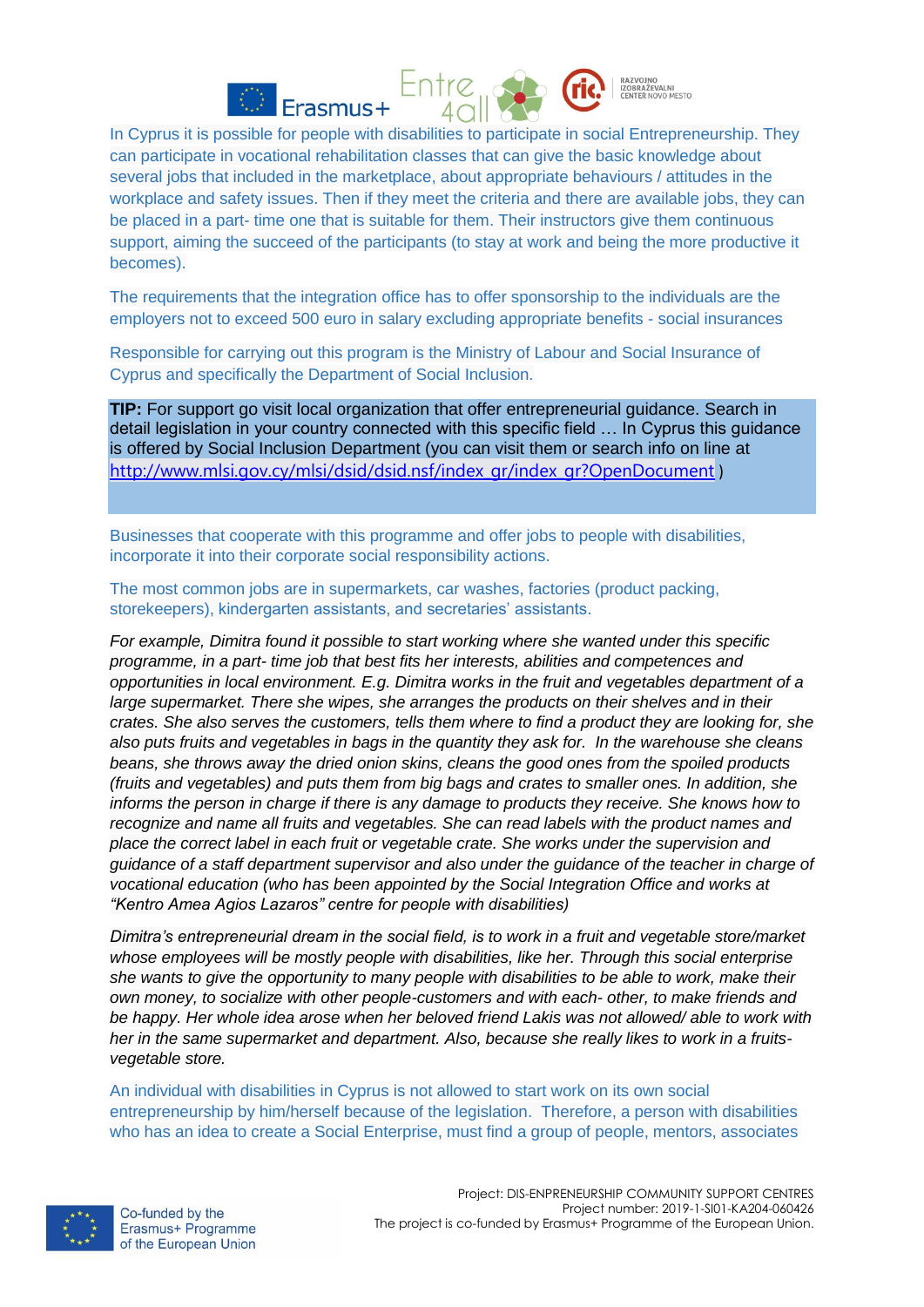In Cyprus it is possible for people with disabilities to participate in social Entrepreneurship. They can participate in vocational rehabilitation classes that can give the basic knowledge about several jobs that included in the marketplace, about appropriate behaviours / attitudes in the workplace and safety issues. Then if they meet the criteria and there are available jobs, they can be placed in a part- time one that is suitable for them. Their instructors give them continuous support, aiming the succeed of the participants (to stay at work and being the more productive it becomes).

The requirements that the integration office has to offer sponsorship to the individuals are the employers not to exceed 500 euro in salary excluding appropriate benefits - social insurances

Responsible for carrying out this program is the Ministry of Labour and Social Insurance of Cyprus and specifically the Department of Social Inclusion.

**TIP:** For support go visit local organization that offer entrepreneurial guidance. Search in detail legislation in your country connected with this specific field … In Cyprus this guidance is offered by Social Inclusion Department (you can visit them or search info on line at http://www.mlsi.gov.cy/mlsi/dsid/dsid.nsf/index_gr/index_gr?OpenDocument )

Businesses that cooperate with this programme and offer jobs to people with disabilities, incorporate it into their corporate social responsibility actions.

The most common jobs are in supermarkets, car washes, factories (product packing, storekeepers), kindergarten assistants, and secretaries' assistants.

*For example, Dimitra found it possible to start working where she wanted under this specific programme, in a part- time job that best fits her interests, abilities and competences and opportunities in local environment. E.g. Dimitra works in the fruit and vegetables department of a large supermarket. There she wipes, she arranges the products on their shelves and in their crates. She also serves the customers, tells them where to find a product they are looking for, she also puts fruits and vegetables in bags in the quantity they ask for. In the warehouse she cleans beans, she throws away the dried onion skins, cleans the good ones from the spoiled products (fruits and vegetables) and puts them from big bags and crates to smaller ones. In addition, she informs the person in charge if there is any damage to products they receive. She knows how to recognize and name all fruits and vegetables. She can read labels with the product names and place the correct label in each fruit or vegetable crate. She works under the supervision and guidance of a staff department supervisor and also under the guidance of the teacher in charge of vocational education (who has been appointed by the Social Integration Office and works at "Kentro Amea Agios Lazaros" centre for people with disabilities)*

*Dimitra's entrepreneurial dream in the social field, is to work in a fruit and vegetable store/market whose employees will be mostly people with disabilities, like her. Through this social enterprise she wants to give the opportunity to many people with disabilities to be able to work, make their own money, to socialize with other people-customers and with each- other, to make friends and be happy. Her whole idea arose when her beloved friend Lakis was not allowed/ able to work with her in the same supermarket and department. Also, because she really likes to work in a fruits-vegetable store.*

An individual with disabilities in Cyprus is not allowed to start work on its own social entrepreneurship by him/herself because of the legislation. Therefore, a person with disabilities who has an idea to create a Social Enterprise, must find a group of people, mentors, associates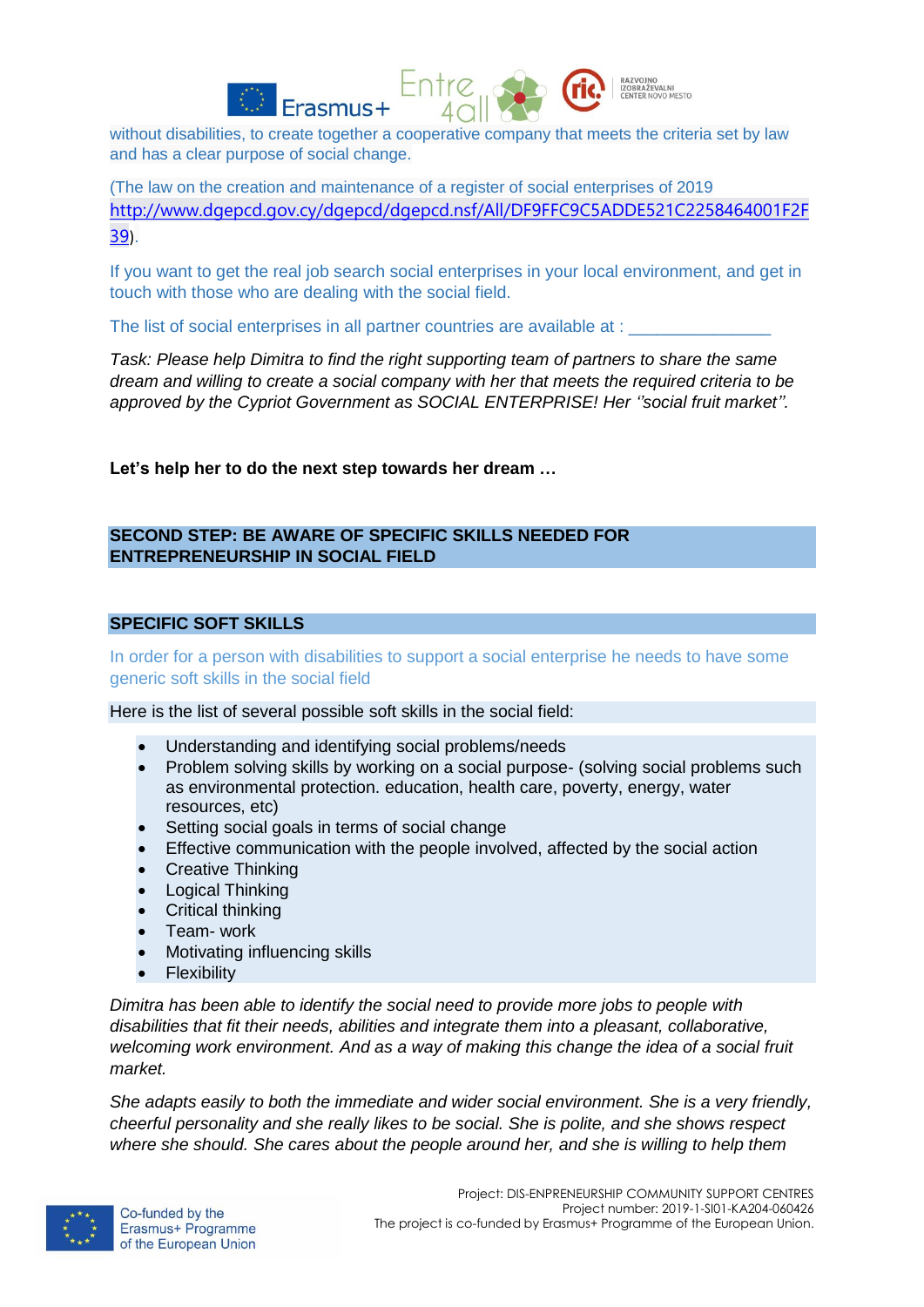without disabilities, to create together a cooperative company that meets the criteria set by law and has a clear purpose of social change.

(The law on the creation and maintenance of a register of social enterprises of 2019 http://www.dgepcd.gov.cy/dgepcd/dgepcd.nsf/All/DF9FFC9C5ADDE521C2258464001F2F39).

If you want to get the real job search social enterprises in your local environment, and get in touch with those who are dealing with the social field.

The list of social enterprises in all partner countries are available at : _______________

*Task: Please help Dimitra to find the right supporting team of partners to share the same dream and willing to create a social company with her that meets the required criteria to be approved by the Cypriot Government as SOCIAL ENTERPRISE! Her ''social fruit market''.*

**Let's help her to do the next step towards her dream …**

## SECOND STEP: BE AWARE OF SPECIFIC SKILLS NEEDED FOR ENTREPRENEURSHIP IN SOCIAL FIELD

### SPECIFIC SOFT SKILLS

In order for a person with disabilities to support a social enterprise he needs to have some generic soft skills in the social field

Here is the list of several possible soft skills in the social field:

- Understanding and identifying social problems/needs
- Problem solving skills by working on a social purpose- (solving social problems such as environmental protection. education, health care, poverty, energy, water resources, etc)
- Setting social goals in terms of social change
- Effective communication with the people involved, affected by the social action
- Creative Thinking
- Logical Thinking
- Critical thinking
- Team- work
- Motivating influencing skills
- Flexibility

*Dimitra has been able to identify the social need to provide more jobs to people with disabilities that fit their needs, abilities and integrate them into a pleasant, collaborative, welcoming work environment. And as a way of making this change the idea of a social fruit market.*

*She adapts easily to both the immediate and wider social environment. She is a very friendly, cheerful personality and she really likes to be social. She is polite, and she shows respect where she should. She cares about the people around her, and she is willing to help them*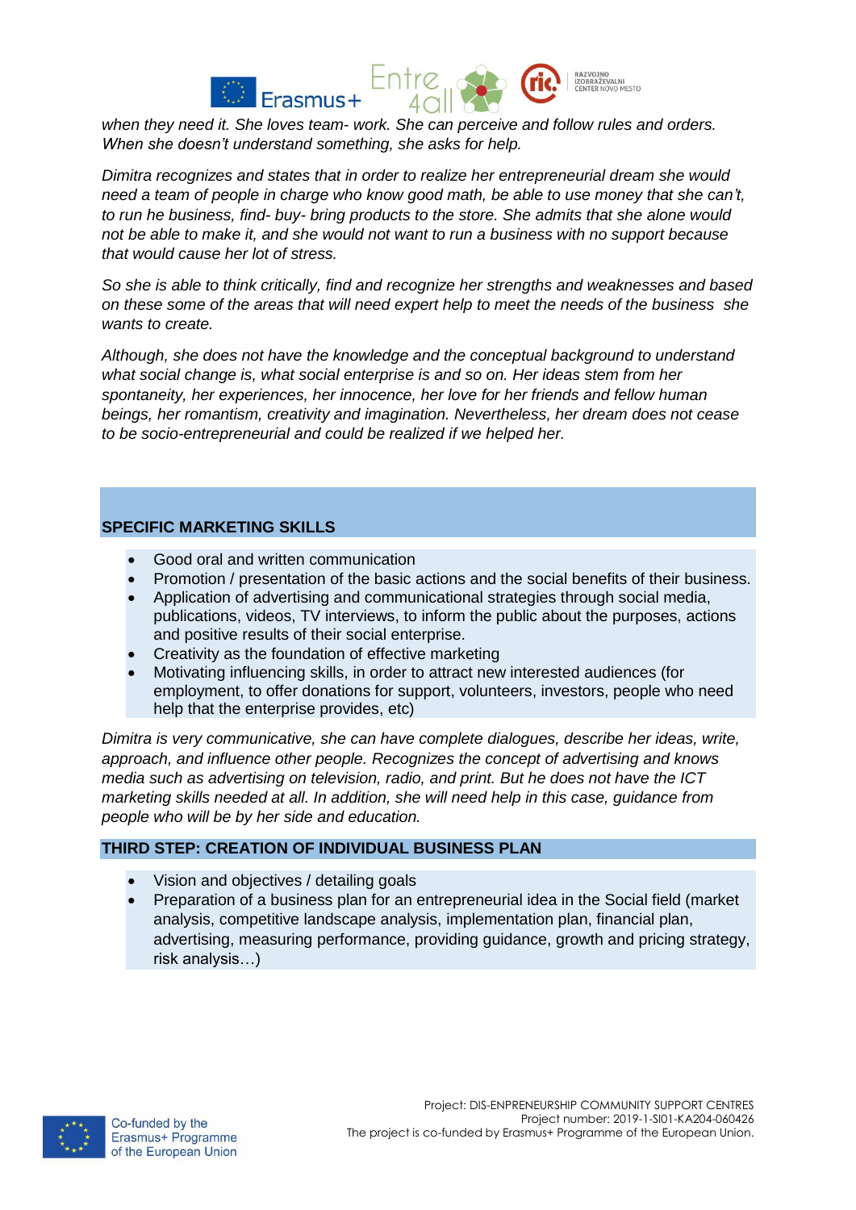*when they need it. She loves team- work. She can perceive and follow rules and orders. When she doesn't understand something, she asks for help.*

*Dimitra recognizes and states that in order to realize her entrepreneurial dream she would need a team of people in charge who know good math, be able to use money that she can't, to run he business, find- buy- bring products to the store. She admits that she alone would not be able to make it, and she would not want to run a business with no support because that would cause her lot of stress.*

*So she is able to think critically, find and recognize her strengths and weaknesses and based on these some of the areas that will need expert help to meet the needs of the business she wants to create.*

*Although, she does not have the knowledge and the conceptual background to understand what social change is, what social enterprise is and so on. Her ideas stem from her spontaneity, her experiences, her innocence, her love for her friends and fellow human beings, her romantism, creativity and imagination. Nevertheless, her dream does not cease to be socio-entrepreneurial and could be realized if we helped her.*

## SPECIFIC MARKETING SKILLS

- Good oral and written communication
- Promotion / presentation of the basic actions and the social benefits of their business.
- Application of advertising and communicational strategies through social media, publications, videos, TV interviews, to inform the public about the purposes, actions and positive results of their social enterprise.
- Creativity as the foundation of effective marketing
- Motivating influencing skills, in order to attract new interested audiences (for employment, to offer donations for support, volunteers, investors, people who need help that the enterprise provides, etc)

*Dimitra is very communicative, she can have complete dialogues, describe her ideas, write, approach, and influence other people. Recognizes the concept of advertising and knows media such as advertising on television, radio, and print. But he does not have the ICT marketing skills needed at all. In addition, she will need help in this case, guidance from people who will be by her side and education.*

## THIRD STEP: CREATION OF INDIVIDUAL BUSINESS PLAN

- Vision and objectives / detailing goals
- Preparation of a business plan for an entrepreneurial idea in the Social field (market analysis, competitive landscape analysis, implementation plan, financial plan, advertising, measuring performance, providing guidance, growth and pricing strategy, risk analysis…)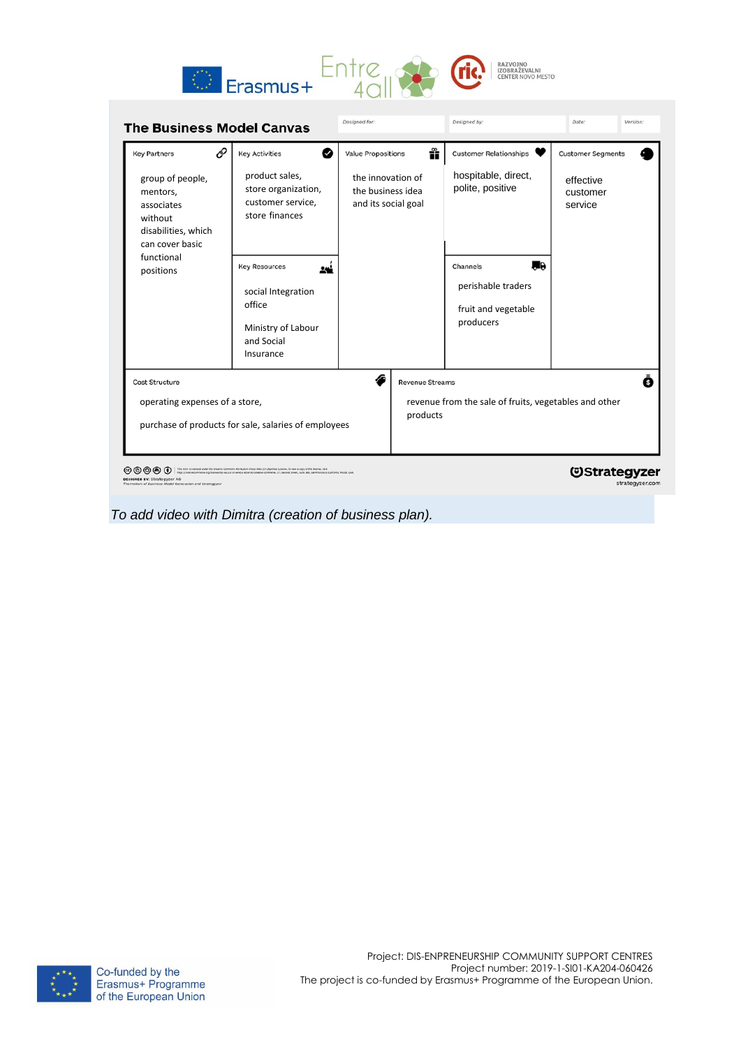## The Business Model Canvas

Designed for: | Designed by: | Date: | Version:

| Key Partners | Key Activities | Value Propositions | Customer Relationships | Customer Segments |
|---|---|---|---|---|
| group of people, mentors, associates without disabilities, which can cover basic functional positions | product sales, store organization, customer service, store finances | the innovation of the business idea and its social goal | hospitable, direct, polite, positive | effective customer service |
| | **Key Resources** | | **Channels** | |
| | social Integration office<br><br>Ministry of Labour and Social Insurance | | perishable traders<br><br>fruit and vegetable producers | |

| Cost Structure | Revenue Streams |
|---|---|
| operating expenses of a store,<br><br>purchase of products for sale, salaries of employees | revenue from the sale of fruits, vegetables and other products |

DESIGNED BY: Strategyzer AG

Strategyzer
strategyzer.com

*To add video with Dimitra (creation of business plan).*